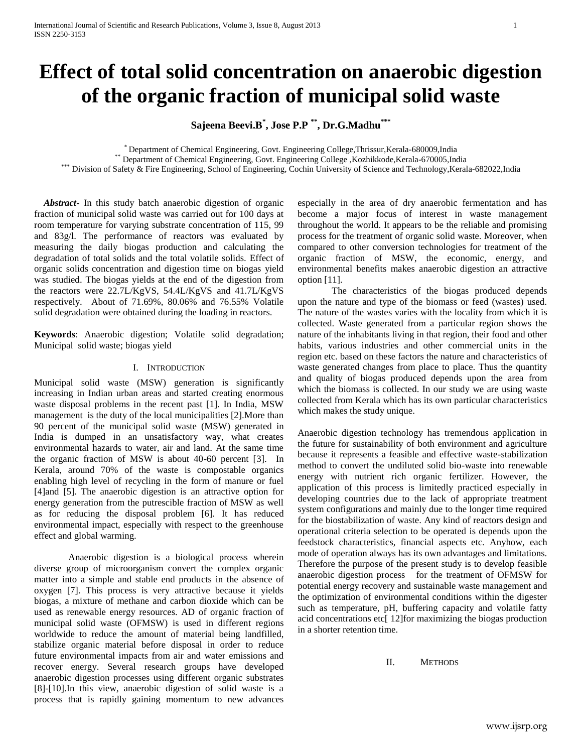# Effect of total solid concentration on anaerobic digestion of the organic fraction of municipal solid waste

**Sajeena Beevi.B[*], Jose P.P [**], Dr.G.Madhu[***]**

[*] Department of Chemical Engineering, Govt. Engineering College,Thrissur,Kerala-680009,India
[**] Department of Chemical Engineering, Govt. Engineering College ,Kozhikkode,Kerala-670005,India
[***] Division of Safety & Fire Engineering, School of Engineering, Cochin University of Science and Technology,Kerala-682022,India

***Abstract-*** In this study batch anaerobic digestion of organic fraction of municipal solid waste was carried out for 100 days at room temperature for varying substrate concentration of 115, 99 and 83g/l. The performance of reactors was evaluated by measuring the daily biogas production and calculating the degradation of total solids and the total volatile solids. Effect of organic solids concentration and digestion time on biogas yield was studied. The biogas yields at the end of the digestion from the reactors were 22.7L/KgVS, 54.4L/KgVS and 41.7L/KgVS respectively. About of 71.69%, 80.06% and 76.55% Volatile solid degradation were obtained during the loading in reactors.

**Keywords**: Anaerobic digestion; Volatile solid degradation; Municipal solid waste; biogas yield

## I. Introduction

Municipal solid waste (MSW) generation is significantly increasing in Indian urban areas and started creating enormous waste disposal problems in the recent past [1]. In India, MSW management is the duty of the local municipalities [2].More than 90 percent of the municipal solid waste (MSW) generated in India is dumped in an unsatisfactory way, what creates environmental hazards to water, air and land. At the same time the organic fraction of MSW is about 40-60 percent [3]. In Kerala, around 70% of the waste is compostable organics enabling high level of recycling in the form of manure or fuel [4]and [5]. The anaerobic digestion is an attractive option for energy generation from the putrescible fraction of MSW as well as for reducing the disposal problem [6]. It has reduced environmental impact, especially with respect to the greenhouse effect and global warming.

Anaerobic digestion is a biological process wherein diverse group of microorganism convert the complex organic matter into a simple and stable end products in the absence of oxygen [7]. This process is very attractive because it yields biogas, a mixture of methane and carbon dioxide which can be used as renewable energy resources. AD of organic fraction of municipal solid waste (OFMSW) is used in different regions worldwide to reduce the amount of material being landfilled, stabilize organic material before disposal in order to reduce future environmental impacts from air and water emissions and recover energy. Several research groups have developed anaerobic digestion processes using different organic substrates [8]-[10].In this view, anaerobic digestion of solid waste is a process that is rapidly gaining momentum to new advances especially in the area of dry anaerobic fermentation and has become a major focus of interest in waste management throughout the world. It appears to be the reliable and promising process for the treatment of organic solid waste. Moreover, when compared to other conversion technologies for treatment of the organic fraction of MSW, the economic, energy, and environmental benefits makes anaerobic digestion an attractive option [11].

The characteristics of the biogas produced depends upon the nature and type of the biomass or feed (wastes) used. The nature of the wastes varies with the locality from which it is collected. Waste generated from a particular region shows the nature of the inhabitants living in that region, their food and other habits, various industries and other commercial units in the region etc. based on these factors the nature and characteristics of waste generated changes from place to place. Thus the quantity and quality of biogas produced depends upon the area from which the biomass is collected. In our study we are using waste collected from Kerala which has its own particular characteristics which makes the study unique.

Anaerobic digestion technology has tremendous application in the future for sustainability of both environment and agriculture because it represents a feasible and effective waste-stabilization method to convert the undiluted solid bio-waste into renewable energy with nutrient rich organic fertilizer. However, the application of this process is limitedly practiced especially in developing countries due to the lack of appropriate treatment system configurations and mainly due to the longer time required for the biostabilization of waste. Any kind of reactors design and operational criteria selection to be operated is depends upon the feedstock characteristics, financial aspects etc. Anyhow, each mode of operation always has its own advantages and limitations. Therefore the purpose of the present study is to develop feasible anaerobic digestion process for the treatment of OFMSW for potential energy recovery and sustainable waste management and the optimization of environmental conditions within the digester such as temperature, pH, buffering capacity and volatile fatty acid concentrations etc[ 12]for maximizing the biogas production in a shorter retention time.

## II. Methods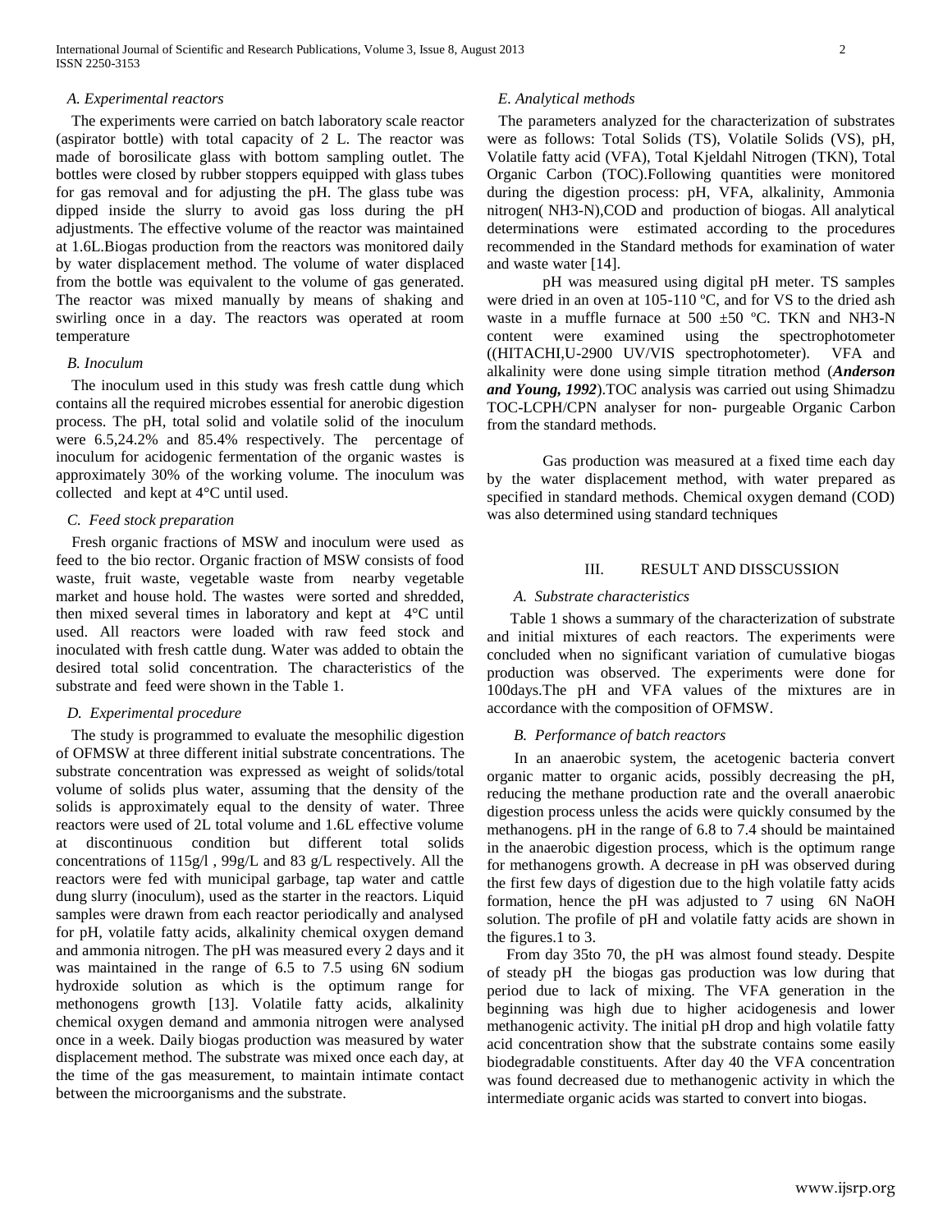### A. Experimental reactors

The experiments were carried on batch laboratory scale reactor (aspirator bottle) with total capacity of 2 L. The reactor was made of borosilicate glass with bottom sampling outlet. The bottles were closed by rubber stoppers equipped with glass tubes for gas removal and for adjusting the pH. The glass tube was dipped inside the slurry to avoid gas loss during the pH adjustments. The effective volume of the reactor was maintained at 1.6L.Biogas production from the reactors was monitored daily by water displacement method. The volume of water displaced from the bottle was equivalent to the volume of gas generated. The reactor was mixed manually by means of shaking and swirling once in a day. The reactors was operated at room temperature

### B. Inoculum

The inoculum used in this study was fresh cattle dung which contains all the required microbes essential for anerobic digestion process. The pH, total solid and volatile solid of the inoculum were 6.5,24.2% and 85.4% respectively. The percentage of inoculum for acidogenic fermentation of the organic wastes is approximately 30% of the working volume. The inoculum was collected and kept at 4°C until used.

### C. Feed stock preparation

Fresh organic fractions of MSW and inoculum were used as feed to the bio rector. Organic fraction of MSW consists of food waste, fruit waste, vegetable waste from nearby vegetable market and house hold. The wastes were sorted and shredded, then mixed several times in laboratory and kept at 4°C until used. All reactors were loaded with raw feed stock and inoculated with fresh cattle dung. Water was added to obtain the desired total solid concentration. The characteristics of the substrate and feed were shown in the Table 1.

### D. Experimental procedure

The study is programmed to evaluate the mesophilic digestion of OFMSW at three different initial substrate concentrations. The substrate concentration was expressed as weight of solids/total volume of solids plus water, assuming that the density of the solids is approximately equal to the density of water. Three reactors were used of 2L total volume and 1.6L effective volume at discontinuous condition but different total solids concentrations of 115g/l , 99g/L and 83 g/L respectively. All the reactors were fed with municipal garbage, tap water and cattle dung slurry (inoculum), used as the starter in the reactors. Liquid samples were drawn from each reactor periodically and analysed for pH, volatile fatty acids, alkalinity chemical oxygen demand and ammonia nitrogen. The pH was measured every 2 days and it was maintained in the range of 6.5 to 7.5 using 6N sodium hydroxide solution as which is the optimum range for methonogens growth [13]. Volatile fatty acids, alkalinity chemical oxygen demand and ammonia nitrogen were analysed once in a week. Daily biogas production was measured by water displacement method. The substrate was mixed once each day, at the time of the gas measurement, to maintain intimate contact between the microorganisms and the substrate.

### E. Analytical methods

The parameters analyzed for the characterization of substrates were as follows: Total Solids (TS), Volatile Solids (VS), pH, Volatile fatty acid (VFA), Total Kjeldahl Nitrogen (TKN), Total Organic Carbon (TOC).Following quantities were monitored during the digestion process: pH, VFA, alkalinity, Ammonia nitrogen( $NH_3$-N),COD and production of biogas. All analytical determinations were estimated according to the procedures recommended in the Standard methods for examination of water and waste water [14].

pH was measured using digital pH meter. TS samples were dried in an oven at 105-110 ºC, and for VS to the dried ash waste in a muffle furnace at 500 ±50 ºC. TKN and $NH_3$-N content were examined using the spectrophotometer ((HITACHI,U-2900 UV/VIS spectrophotometer). VFA and alkalinity were done using simple titration method (***Anderson and Young, 1992***).TOC analysis was carried out using Shimadzu TOC-LCPH/CPN analyser for non- purgeable Organic Carbon from the standard methods.

Gas production was measured at a fixed time each day by the water displacement method, with water prepared as specified in standard methods. Chemical oxygen demand (COD) was also determined using standard techniques

## III. RESULT AND DISSCUSSION

### A. Substrate characteristics

Table 1 shows a summary of the characterization of substrate and initial mixtures of each reactors. The experiments were concluded when no significant variation of cumulative biogas production was observed. The experiments were done for 100days.The pH and VFA values of the mixtures are in accordance with the composition of OFMSW.

### B. Performance of batch reactors

In an anaerobic system, the acetogenic bacteria convert organic matter to organic acids, possibly decreasing the pH, reducing the methane production rate and the overall anaerobic digestion process unless the acids were quickly consumed by the methanogens. pH in the range of 6.8 to 7.4 should be maintained in the anaerobic digestion process, which is the optimum range for methanogens growth. A decrease in pH was observed during the first few days of digestion due to the high volatile fatty acids formation, hence the pH was adjusted to 7 using 6N NaOH solution. The profile of pH and volatile fatty acids are shown in the figures.1 to 3.

From day 35to 70, the pH was almost found steady. Despite of steady pH the biogas gas production was low during that period due to lack of mixing. The VFA generation in the beginning was high due to higher acidogenesis and lower methanogenic activity. The initial pH drop and high volatile fatty acid concentration show that the substrate contains some easily biodegradable constituents. After day 40 the VFA concentration was found decreased due to methanogenic activity in which the intermediate organic acids was started to convert into biogas.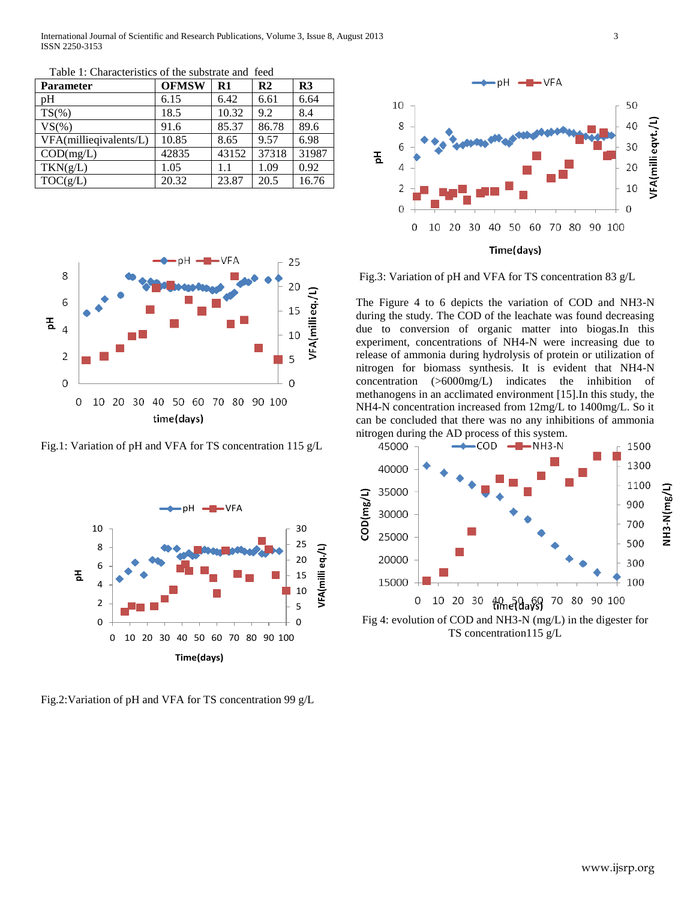Table 1: Characteristics of the substrate and feed

| Parameter | OFMSW | R1 | R2 | R3 |
|---|---|---|---|---|
| pH | 6.15 | 6.42 | 6.61 | 6.64 |
| TS(%) | 18.5 | 10.32 | 9.2 | 8.4 |
| VS(%) | 91.6 | 85.37 | 86.78 | 89.6 |
| VFA(millieqivalents/L) | 10.85 | 8.65 | 9.57 | 6.98 |
| COD(mg/L) | 42835 | 43152 | 37318 | 31987 |
| TKN(g/L) | 1.05 | 1.1 | 1.09 | 0.92 |
| TOC(g/L) | 20.32 | 23.87 | 20.5 | 16.76 |

Fig.1: Variation of pH and VFA for TS concentration 115 g/L

Fig.2:Variation of pH and VFA for TS concentration 99 g/L

Fig.3: Variation of pH and VFA for TS concentration 83 g/L

The Figure 4 to 6 depicts the variation of COD and NH3-N during the study. The COD of the leachate was found decreasing due to conversion of organic matter into biogas.In this experiment, concentrations of NH4-N were increasing due to release of ammonia during hydrolysis of protein or utilization of nitrogen for biomass synthesis. It is evident that NH4-N concentration (>6000mg/L) indicates the inhibition of methanogens in an acclimated environment [15].In this study, the NH4-N concentration increased from 12mg/L to 1400mg/L. So it can be concluded that there was no any inhibitions of ammonia nitrogen during the AD process of this system.

Fig 4: evolution of COD and NH3-N (mg/L) in the digester for TS concentration115 g/L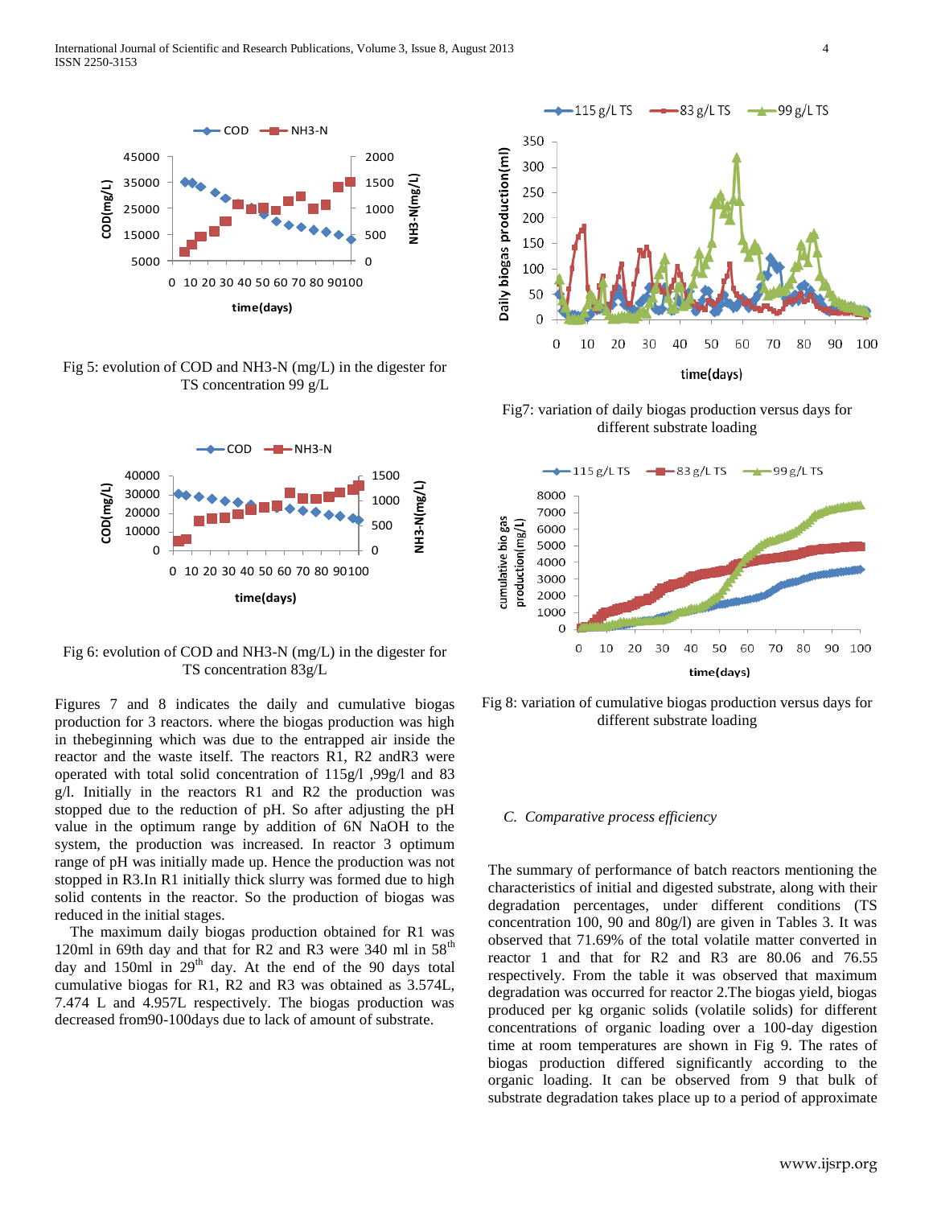Fig 5: evolution of COD and NH3-N (mg/L) in the digester for TS concentration 99 g/L

Fig 6: evolution of COD and NH3-N (mg/L) in the digester for TS concentration 83g/L

Figures 7 and 8 indicates the daily and cumulative biogas production for 3 reactors. where the biogas production was high in thebeginning which was due to the entrapped air inside the reactor and the waste itself. The reactors R1, R2 andR3 were operated with total solid concentration of 115g/l ,99g/l and 83 g/l. Initially in the reactors R1 and R2 the production was stopped due to the reduction of pH. So after adjusting the pH value in the optimum range by addition of 6N NaOH to the system, the production was increased. In reactor 3 optimum range of pH was initially made up. Hence the production was not stopped in R3.In R1 initially thick slurry was formed due to high solid contents in the reactor. So the production of biogas was reduced in the initial stages.

The maximum daily biogas production obtained for R1 was 120ml in 69th day and that for R2 and R3 were 340 ml in 58th day and 150ml in 29th day. At the end of the 90 days total cumulative biogas for R1, R2 and R3 was obtained as 3.574L, 7.474 L and 4.957L respectively. The biogas production was decreased from90-100days due to lack of amount of substrate.

Fig7: variation of daily biogas production versus days for different substrate loading

Fig 8: variation of cumulative biogas production versus days for different substrate loading

### C. *Comparative process efficiency*

The summary of performance of batch reactors mentioning the characteristics of initial and digested substrate, along with their degradation percentages, under different conditions (TS concentration 100, 90 and 80g/l) are given in Tables 3. It was observed that 71.69% of the total volatile matter converted in reactor 1 and that for R2 and R3 are 80.06 and 76.55 respectively. From the table it was observed that maximum degradation was occurred for reactor 2.The biogas yield, biogas produced per kg organic solids (volatile solids) for different concentrations of organic loading over a 100-day digestion time at room temperatures are shown in Fig 9. The rates of biogas production differed significantly according to the organic loading. It can be observed from 9 that bulk of substrate degradation takes place up to a period of approximate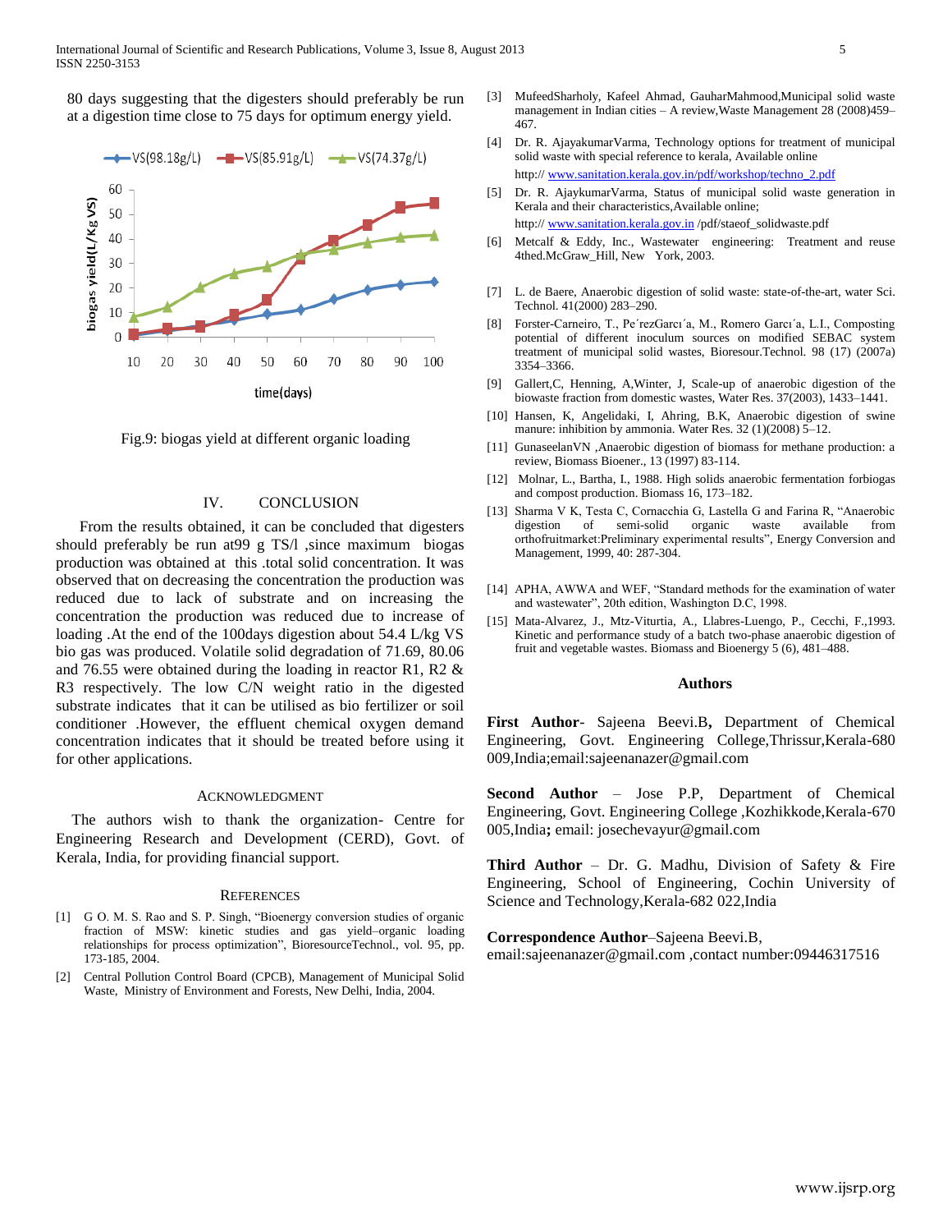80 days suggesting that the digesters should preferably be run at a digestion time close to 75 days for optimum energy yield.

VS(98.18g/L)
VS(85.91g/L)
VS(74.37g/L)

biogas yield(L/Kg VS)

0
10
20
30
40
50
60

10 20 30 40 50 60 70 80 90 100

time(days)

Fig.9: biogas yield at different organic loading

## IV. CONCLUSION

From the results obtained, it can be concluded that digesters should preferably be run at99 g TS/l ,since maximum biogas production was obtained at this .total solid concentration. It was observed that on decreasing the concentration the production was reduced due to lack of substrate and on increasing the concentration the production was reduced due to increase of loading .At the end of the 100days digestion about 54.4 L/kg VS bio gas was produced. Volatile solid degradation of 71.69, 80.06 and 76.55 were obtained during the loading in reactor R1, R2 & R3 respectively. The low C/N weight ratio in the digested substrate indicates that it can be utilised as bio fertilizer or soil conditioner .However, the effluent chemical oxygen demand concentration indicates that it should be treated before using it for other applications.

## ACKNOWLEDGMENT

The authors wish to thank the organization- Centre for Engineering Research and Development (CERD), Govt. of Kerala, India, for providing financial support.

## REFERENCES

[1] G O. M. S. Rao and S. P. Singh, "Bioenergy conversion studies of organic fraction of MSW: kinetic studies and gas yield–organic loading relationships for process optimization", BioresourceTechnol., vol. 95, pp. 173-185, 2004.

[2] Central Pollution Control Board (CPCB), Management of Municipal Solid Waste, Ministry of Environment and Forests, New Delhi, India, 2004.

[3] MufeedSharholy, Kafeel Ahmad, GauharMahmood,Municipal solid waste management in Indian cities – A review,Waste Management 28 (2008)459–467.

[4] Dr. R. AjayakumarVarma, Technology options for treatment of municipal solid waste with special reference to kerala, Available online http:// www.sanitation.kerala.gov.in/pdf/workshop/techno_2.pdf

[5] Dr. R. AjaykumarVarma, Status of municipal solid waste generation in Kerala and their characteristics,Available online; http:// www.sanitation.kerala.gov.in /pdf/staeof_solidwaste.pdf

[6] Metcalf & Eddy, Inc., Wastewater engineering: Treatment and reuse 4thed.McGraw_Hill, New York, 2003.

[7] L. de Baere, Anaerobic digestion of solid waste: state-of-the-art, water Sci. Technol. 41(2000) 283–290.

[8] Forster-Carneiro, T., Pe´rezGarcı´a, M., Romero Garcı´a, L.I., Composting potential of different inoculum sources on modified SEBAC system treatment of municipal solid wastes, Bioresour.Technol. 98 (17) (2007a) 3354–3366.

[9] Gallert,C, Henning, A,Winter, J, Scale-up of anaerobic digestion of the biowaste fraction from domestic wastes, Water Res. 37(2003), 1433–1441.

[10] Hansen, K, Angelidaki, I, Ahring, B.K, Anaerobic digestion of swine manure: inhibition by ammonia. Water Res. 32 (1)(2008) 5–12.

[11] GunaseelanVN ,Anaerobic digestion of biomass for methane production: a review, Biomass Bioener., 13 (1997) 83-114.

[12] Molnar, L., Bartha, I., 1988. High solids anaerobic fermentation forbiogas and compost production. Biomass 16, 173–182.

[13] Sharma V K, Testa C, Cornacchia G, Lastella G and Farina R, "Anaerobic digestion of semi-solid organic waste available from orthofruitmarket:Preliminary experimental results", Energy Conversion and Management, 1999, 40: 287-304.

[14] APHA, AWWA and WEF, "Standard methods for the examination of water and wastewater", 20th edition, Washington D.C, 1998.

[15] Mata-Alvarez, J., Mtz-Viturtia, A., Llabres-Luengo, P., Cecchi, F.,1993. Kinetic and performance study of a batch two-phase anaerobic digestion of fruit and vegetable wastes. Biomass and Bioenergy 5 (6), 481–488.

## Authors

**First Author**- Sajeena Beevi.B**,** Department of Chemical Engineering, Govt. Engineering College,Thrissur,Kerala-680 009,India;email:sajeenanazer@gmail.com

**Second Author** – Jose P.P, Department of Chemical Engineering, Govt. Engineering College ,Kozhikkode,Kerala-670 005,India**;** email: josechevayur@gmail.com

**Third Author** – Dr. G. Madhu, Division of Safety & Fire Engineering, School of Engineering, Cochin University of Science and Technology,Kerala-682 022,India

**Correspondence Author**–Sajeena Beevi.B, email:sajeenanazer@gmail.com ,contact number:09446317516